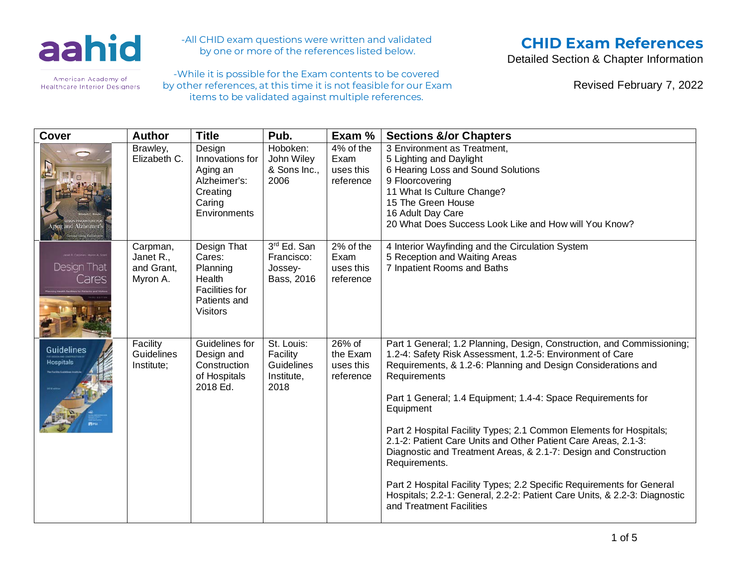aahid

American Academy of Healthcare Interior Designers

-All CHID exam questions were written and validated by one or more of the references listed below.

-While it is possible for the Exam contents to be covered by other references, at this time it is not feasible for our Exam items to be validated against multiple references.

# CHID Exam References

Detailed Section & Chapter Information

Revised February 7, 2022

| Cover | Author | Title | Pub. | Exam % | Sections &/or Chapters |
|---|---|---|---|---|---|
| | Brawley, Elizabeth C. | Design Innovations for Aging an Alzheimer's: Creating Caring Environments | Hoboken: John Wiley & Sons Inc., 2006 | 4% of the Exam uses this reference | 3 Environment as Treatment,<br>5 Lighting and Daylight<br>6 Hearing Loss and Sound Solutions<br>9 Floorcovering<br>11 What Is Culture Change?<br>15 The Green House<br>16 Adult Day Care<br>20 What Does Success Look Like and How will You Know? |
| | Carpman, Janet R., and Grant, Myron A. | Design That Cares: Planning Health Facilities for Patients and Visitors | 3rd Ed. San Francisco: Jossey-Bass, 2016 | 2% of the Exam uses this reference | 4 Interior Wayfinding and the Circulation System<br>5 Reception and Waiting Areas<br>7 Inpatient Rooms and Baths |
| | Facility Guidelines Institute; | Guidelines for Design and Construction of Hospitals 2018 Ed. | St. Louis: Facility Guidelines Institute, 2018 | 26% of the Exam uses this reference | Part 1 General; 1.2 Planning, Design, Construction, and Commissioning; 1.2-4: Safety Risk Assessment, 1.2-5: Environment of Care Requirements, & 1.2-6: Planning and Design Considerations and Requirements<br><br>Part 1 General; 1.4 Equipment; 1.4-4: Space Requirements for Equipment<br><br>Part 2 Hospital Facility Types; 2.1 Common Elements for Hospitals; 2.1-2: Patient Care Units and Other Patient Care Areas, 2.1-3: Diagnostic and Treatment Areas, & 2.1-7: Design and Construction Requirements.<br><br>Part 2 Hospital Facility Types; 2.2 Specific Requirements for General Hospitals; 2.2-1: General, 2.2-2: Patient Care Units, & 2.2-3: Diagnostic and Treatment Facilities |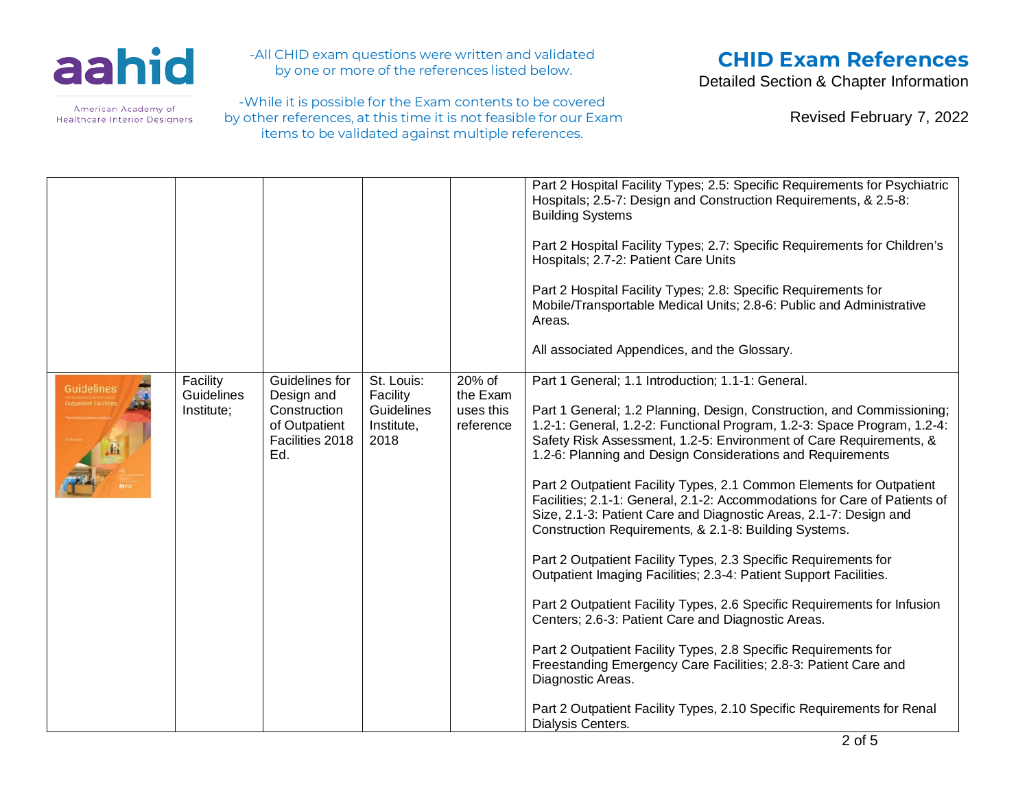-All CHID exam questions were written and validated by one or more of the references listed below.

-While it is possible for the Exam contents to be covered by other references, at this time it is not feasible for our Exam items to be validated against multiple references.

# CHID Exam References

Detailed Section & Chapter Information

Revised February 7, 2022

| | | | | | |
|---|---|---|---|---|---|
| | | | | | Part 2 Hospital Facility Types; 2.5: Specific Requirements for Psychiatric Hospitals; 2.5-7: Design and Construction Requirements, & 2.5-8: Building Systems<br><br>Part 2 Hospital Facility Types; 2.7: Specific Requirements for Children's Hospitals; 2.7-2: Patient Care Units<br><br>Part 2 Hospital Facility Types; 2.8: Specific Requirements for Mobile/Transportable Medical Units; 2.8-6: Public and Administrative Areas.<br><br>All associated Appendices, and the Glossary. |
| | Facility Guidelines Institute; | Guidelines for Design and Construction of Outpatient Facilities 2018 Ed. | St. Louis: Facility Guidelines Institute, 2018 | 20% of the Exam uses this reference | Part 1 General; 1.1 Introduction; 1.1-1: General.<br><br>Part 1 General; 1.2 Planning, Design, Construction, and Commissioning; 1.2-1: General, 1.2-2: Functional Program, 1.2-3: Space Program, 1.2-4: Safety Risk Assessment, 1.2-5: Environment of Care Requirements, & 1.2-6: Planning and Design Considerations and Requirements<br><br>Part 2 Outpatient Facility Types, 2.1 Common Elements for Outpatient Facilities; 2.1-1: General, 2.1-2: Accommodations for Care of Patients of Size, 2.1-3: Patient Care and Diagnostic Areas, 2.1-7: Design and Construction Requirements, & 2.1-8: Building Systems.<br><br>Part 2 Outpatient Facility Types, 2.3 Specific Requirements for Outpatient Imaging Facilities; 2.3-4: Patient Support Facilities.<br><br>Part 2 Outpatient Facility Types, 2.6 Specific Requirements for Infusion Centers; 2.6-3: Patient Care and Diagnostic Areas.<br><br>Part 2 Outpatient Facility Types, 2.8 Specific Requirements for Freestanding Emergency Care Facilities; 2.8-3: Patient Care and Diagnostic Areas.<br><br>Part 2 Outpatient Facility Types, 2.10 Specific Requirements for Renal Dialysis Centers. |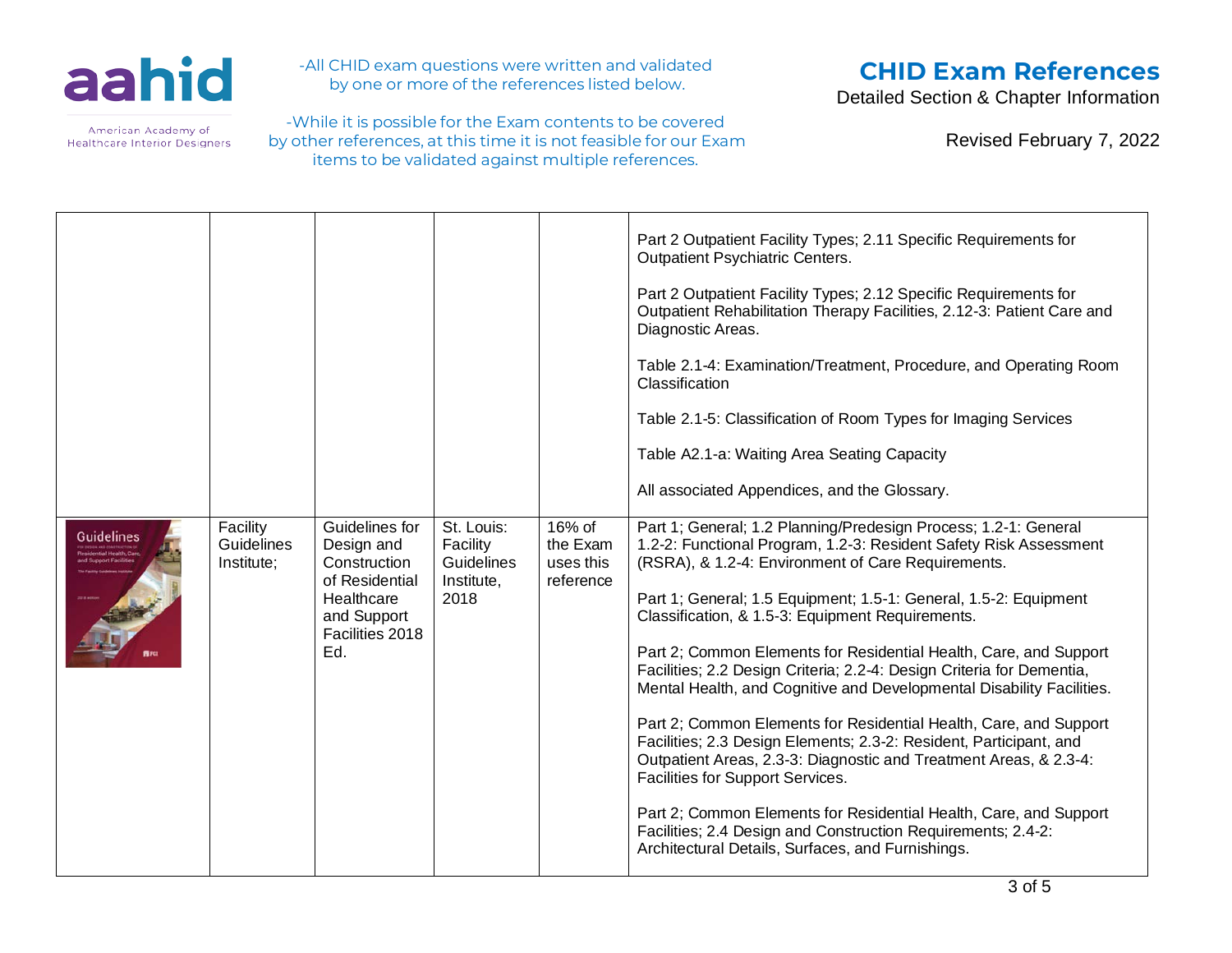-All CHID exam questions were written and validated by one or more of the references listed below.

-While it is possible for the Exam contents to be covered by other references, at this time it is not feasible for our Exam items to be validated against multiple references.

# CHID Exam References

Detailed Section & Chapter Information

Revised February 7, 2022

| | | | | | |
|---|---|---|---|---|---|
| | | | | | Part 2 Outpatient Facility Types; 2.11 Specific Requirements for Outpatient Psychiatric Centers.<br><br>Part 2 Outpatient Facility Types; 2.12 Specific Requirements for Outpatient Rehabilitation Therapy Facilities, 2.12-3: Patient Care and Diagnostic Areas.<br><br>Table 2.1-4: Examination/Treatment, Procedure, and Operating Room Classification<br><br>Table 2.1-5: Classification of Room Types for Imaging Services<br><br>Table A2.1-a: Waiting Area Seating Capacity<br><br>All associated Appendices, and the Glossary. |
| | Facility Guidelines Institute; | Guidelines for Design and Construction of Residential Healthcare and Support Facilities 2018 Ed. | St. Louis: Facility Guidelines Institute, 2018 | 16% of the Exam uses this reference | Part 1; General; 1.2 Planning/Predesign Process; 1.2-1: General 1.2-2: Functional Program, 1.2-3: Resident Safety Risk Assessment (RSRA), & 1.2-4: Environment of Care Requirements.<br><br>Part 1; General; 1.5 Equipment; 1.5-1: General, 1.5-2: Equipment Classification, & 1.5-3: Equipment Requirements.<br><br>Part 2; Common Elements for Residential Health, Care, and Support Facilities; 2.2 Design Criteria; 2.2-4: Design Criteria for Dementia, Mental Health, and Cognitive and Developmental Disability Facilities.<br><br>Part 2; Common Elements for Residential Health, Care, and Support Facilities; 2.3 Design Elements; 2.3-2: Resident, Participant, and Outpatient Areas, 2.3-3: Diagnostic and Treatment Areas, & 2.3-4: Facilities for Support Services.<br><br>Part 2; Common Elements for Residential Health, Care, and Support Facilities; 2.4 Design and Construction Requirements; 2.4-2: Architectural Details, Surfaces, and Furnishings. |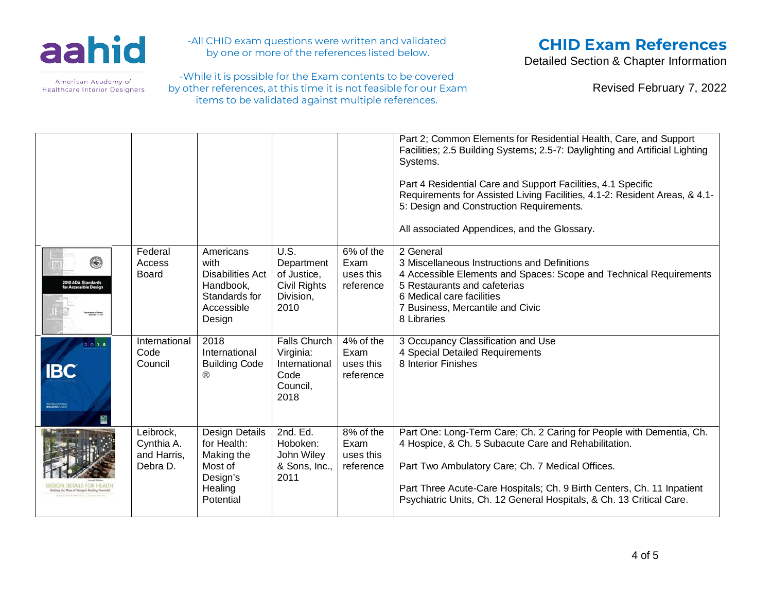-All CHID exam questions were written and validated by one or more of the references listed below.

-While it is possible for the Exam contents to be covered by other references, at this time it is not feasible for our Exam items to be validated against multiple references.

# CHID Exam References

Detailed Section & Chapter Information

Revised February 7, 2022

| | | | | | |
|---|---|---|---|---|---|
| | | | | | Part 2; Common Elements for Residential Health, Care, and Support Facilities; 2.5 Building Systems; 2.5-7: Daylighting and Artificial Lighting Systems.<br><br>Part 4 Residential Care and Support Facilities, 4.1 Specific Requirements for Assisted Living Facilities, 4.1-2: Resident Areas, & 4.1-5: Design and Construction Requirements.<br><br>All associated Appendices, and the Glossary. |
| | Federal Access Board | Americans with Disabilities Act Handbook, Standards for Accessible Design | U.S. Department of Justice, Civil Rights Division, 2010 | 6% of the Exam uses this reference | 2 General<br>3 Miscellaneous Instructions and Definitions<br>4 Accessible Elements and Spaces: Scope and Technical Requirements<br>5 Restaurants and cafeterias<br>6 Medical care facilities<br>7 Business, Mercantile and Civic<br>8 Libraries |
| | International Code Council | 2018 International Building Code ® | Falls Church Virginia: International Code Council, 2018 | 4% of the Exam uses this reference | 3 Occupancy Classification and Use<br>4 Special Detailed Requirements<br>8 Interior Finishes |
| | Leibrock, Cynthia A. and Harris, Debra D. | Design Details for Health: Making the Most of Design's Healing Potential | 2nd. Ed. Hoboken: John Wiley & Sons, Inc., 2011 | 8% of the Exam uses this reference | Part One: Long-Term Care; Ch. 2 Caring for People with Dementia, Ch. 4 Hospice, & Ch. 5 Subacute Care and Rehabilitation.<br><br>Part Two Ambulatory Care; Ch. 7 Medical Offices.<br><br>Part Three Acute-Care Hospitals; Ch. 9 Birth Centers, Ch. 11 Inpatient Psychiatric Units, Ch. 12 General Hospitals, & Ch. 13 Critical Care. |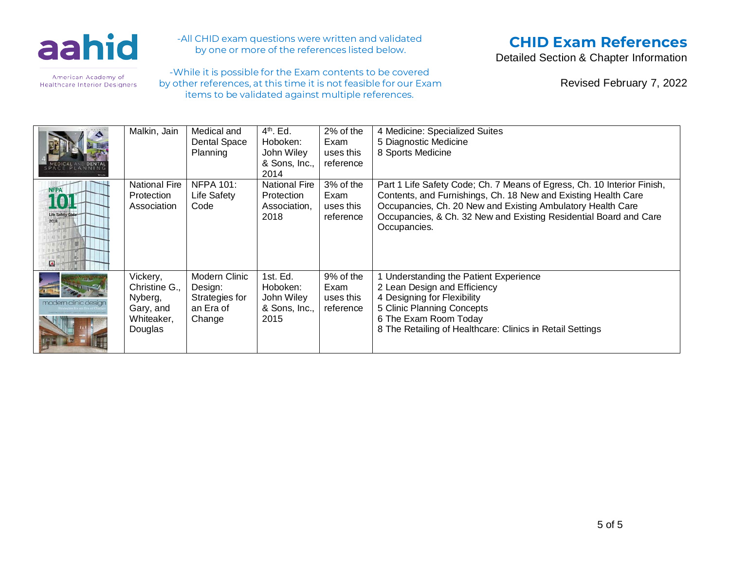aahid

American Academy of Healthcare Interior Designers

-All CHID exam questions were written and validated by one or more of the references listed below.

-While it is possible for the Exam contents to be covered by other references, at this time it is not feasible for our Exam items to be validated against multiple references.

# CHID Exam References

Detailed Section & Chapter Information

Revised February 7, 2022

| | | | | | |
|---|---|---|---|---|---|
| | Malkin, Jain | Medical and Dental Space Planning | 4th. Ed. Hoboken: John Wiley & Sons, Inc., 2014 | 2% of the Exam uses this reference | 4 Medicine: Specialized Suites<br>5 Diagnostic Medicine<br>8 Sports Medicine |
| | National Fire Protection Association | NFPA 101: Life Safety Code | National Fire Protection Association, 2018 | 3% of the Exam uses this reference | Part 1 Life Safety Code; Ch. 7 Means of Egress, Ch. 10 Interior Finish, Contents, and Furnishings, Ch. 18 New and Existing Health Care Occupancies, Ch. 20 New and Existing Ambulatory Health Care Occupancies, & Ch. 32 New and Existing Residential Board and Care Occupancies. |
| | Vickery, Christine G., Nyberg, Gary, and Whiteaker, Douglas | Modern Clinic Design: Strategies for an Era of Change | 1st. Ed. Hoboken: John Wiley & Sons, Inc., 2015 | 9% of the Exam uses this reference | 1 Understanding the Patient Experience<br>2 Lean Design and Efficiency<br>4 Designing for Flexibility<br>5 Clinic Planning Concepts<br>6 The Exam Room Today<br>8 The Retailing of Healthcare: Clinics in Retail Settings |